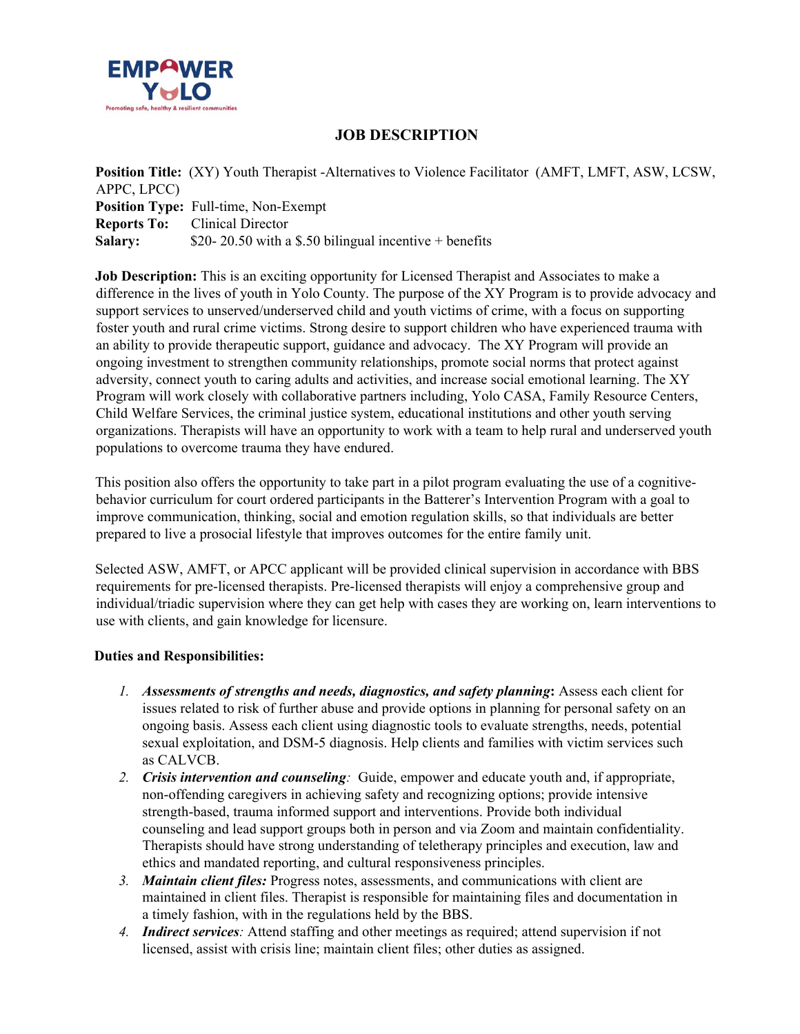EMPOWER YOLO

Promoting safe, healthy & resilient communities

# JOB DESCRIPTION

**Position Title:** (XY) Youth Therapist -Alternatives to Violence Facilitator (AMFT, LMFT, ASW, LCSW, APPC, LPCC)
**Position Type:** Full-time, Non-Exempt
**Reports To:** Clinical Director
**Salary:** $20- 20.50 with a $.50 bilingual incentive + benefits

**Job Description:** This is an exciting opportunity for Licensed Therapist and Associates to make a difference in the lives of youth in Yolo County. The purpose of the XY Program is to provide advocacy and support services to unserved/underserved child and youth victims of crime, with a focus on supporting foster youth and rural crime victims. Strong desire to support children who have experienced trauma with an ability to provide therapeutic support, guidance and advocacy. The XY Program will provide an ongoing investment to strengthen community relationships, promote social norms that protect against adversity, connect youth to caring adults and activities, and increase social emotional learning. The XY Program will work closely with collaborative partners including, Yolo CASA, Family Resource Centers, Child Welfare Services, the criminal justice system, educational institutions and other youth serving organizations. Therapists will have an opportunity to work with a team to help rural and underserved youth populations to overcome trauma they have endured.

This position also offers the opportunity to take part in a pilot program evaluating the use of a cognitive-behavior curriculum for court ordered participants in the Batterer's Intervention Program with a goal to improve communication, thinking, social and emotion regulation skills, so that individuals are better prepared to live a prosocial lifestyle that improves outcomes for the entire family unit.

Selected ASW, AMFT, or APCC applicant will be provided clinical supervision in accordance with BBS requirements for pre-licensed therapists. Pre-licensed therapists will enjoy a comprehensive group and individual/triadic supervision where they can get help with cases they are working on, learn interventions to use with clients, and gain knowledge for licensure.

**Duties and Responsibilities:**

1. ***Assessments of strengths and needs, diagnostics, and safety planning*:** Assess each client for issues related to risk of further abuse and provide options in planning for personal safety on an ongoing basis. Assess each client using diagnostic tools to evaluate strengths, needs, potential sexual exploitation, and DSM-5 diagnosis. Help clients and families with victim services such as CALVCB.
2. ***Crisis intervention and counseling****:* Guide, empower and educate youth and, if appropriate, non-offending caregivers in achieving safety and recognizing options; provide intensive strength-based, trauma informed support and interventions. Provide both individual counseling and lead support groups both in person and via Zoom and maintain confidentiality. Therapists should have strong understanding of teletherapy principles and execution, law and ethics and mandated reporting, and cultural responsiveness principles.
3. ***Maintain client files:*** Progress notes, assessments, and communications with client are maintained in client files. Therapist is responsible for maintaining files and documentation in a timely fashion, with in the regulations held by the BBS.
4. ***Indirect services****:* Attend staffing and other meetings as required; attend supervision if not licensed, assist with crisis line; maintain client files; other duties as assigned.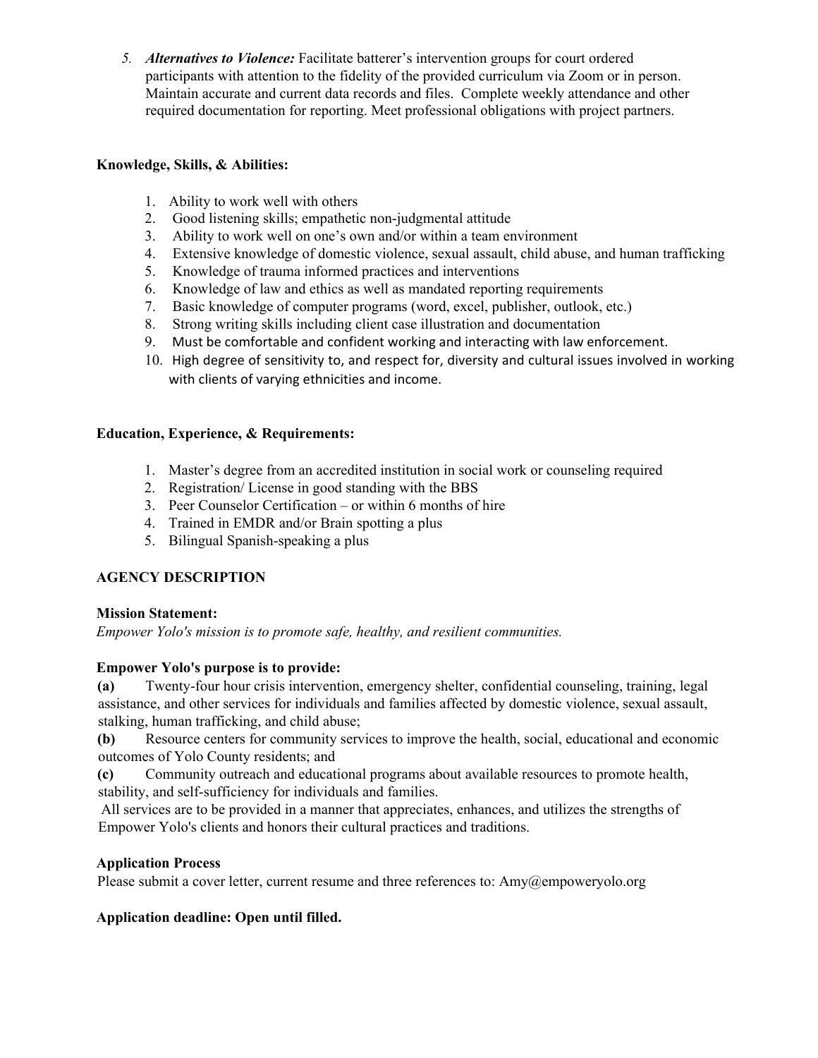5. ***Alternatives to Violence:*** Facilitate batterer's intervention groups for court ordered participants with attention to the fidelity of the provided curriculum via Zoom or in person. Maintain accurate and current data records and files. Complete weekly attendance and other required documentation for reporting. Meet professional obligations with project partners.

**Knowledge, Skills, & Abilities:**

1. Ability to work well with others
2. Good listening skills; empathetic non-judgmental attitude
3. Ability to work well on one's own and/or within a team environment
4. Extensive knowledge of domestic violence, sexual assault, child abuse, and human trafficking
5. Knowledge of trauma informed practices and interventions
6. Knowledge of law and ethics as well as mandated reporting requirements
7. Basic knowledge of computer programs (word, excel, publisher, outlook, etc.)
8. Strong writing skills including client case illustration and documentation
9. Must be comfortable and confident working and interacting with law enforcement.
10. High degree of sensitivity to, and respect for, diversity and cultural issues involved in working with clients of varying ethnicities and income.

**Education, Experience, & Requirements:**

1. Master's degree from an accredited institution in social work or counseling required
2. Registration/ License in good standing with the BBS
3. Peer Counselor Certification – or within 6 months of hire
4. Trained in EMDR and/or Brain spotting a plus
5. Bilingual Spanish-speaking a plus

**AGENCY DESCRIPTION**

**Mission Statement:**

*Empower Yolo's mission is to promote safe, healthy, and resilient communities.*

**Empower Yolo's purpose is to provide:**

**(a)** Twenty-four hour crisis intervention, emergency shelter, confidential counseling, training, legal assistance, and other services for individuals and families affected by domestic violence, sexual assault, stalking, human trafficking, and child abuse;

**(b)** Resource centers for community services to improve the health, social, educational and economic outcomes of Yolo County residents; and

**(c)** Community outreach and educational programs about available resources to promote health, stability, and self-sufficiency for individuals and families.

All services are to be provided in a manner that appreciates, enhances, and utilizes the strengths of Empower Yolo's clients and honors their cultural practices and traditions.

**Application Process**

Please submit a cover letter, current resume and three references to: Amy@empoweryolo.org

**Application deadline: Open until filled.**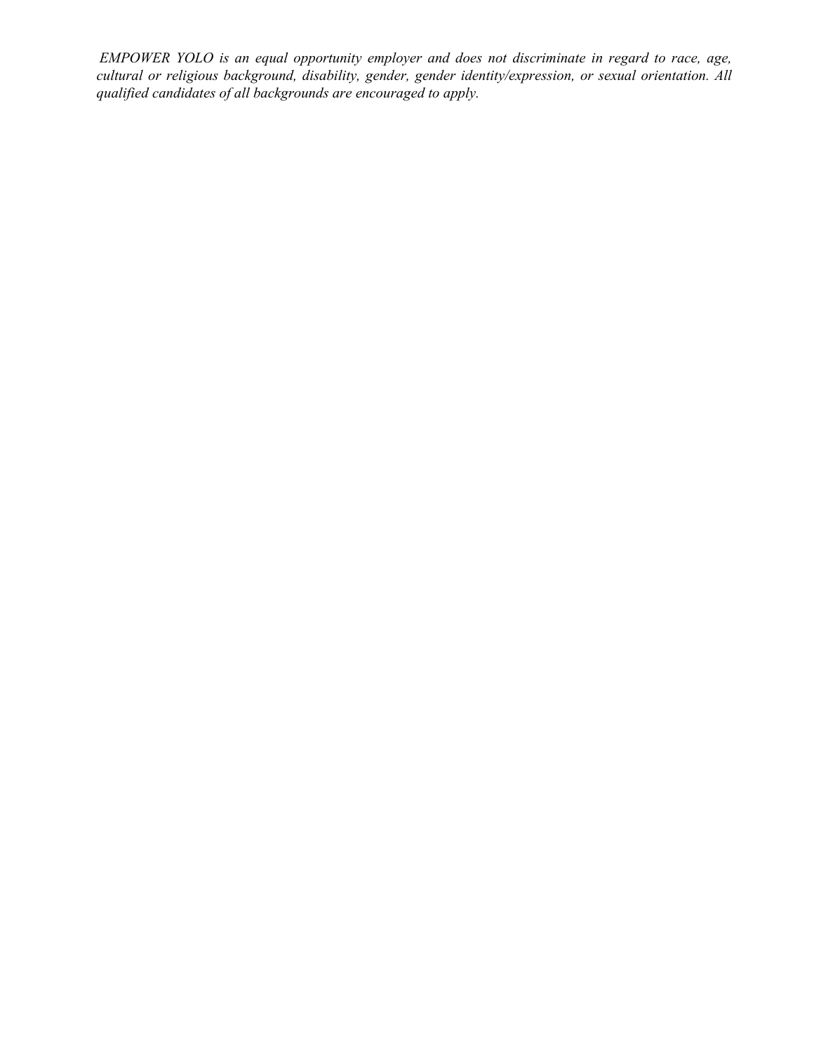*EMPOWER YOLO is an equal opportunity employer and does not discriminate in regard to race, age, cultural or religious background, disability, gender, gender identity/expression, or sexual orientation. All qualified candidates of all backgrounds are encouraged to apply.*